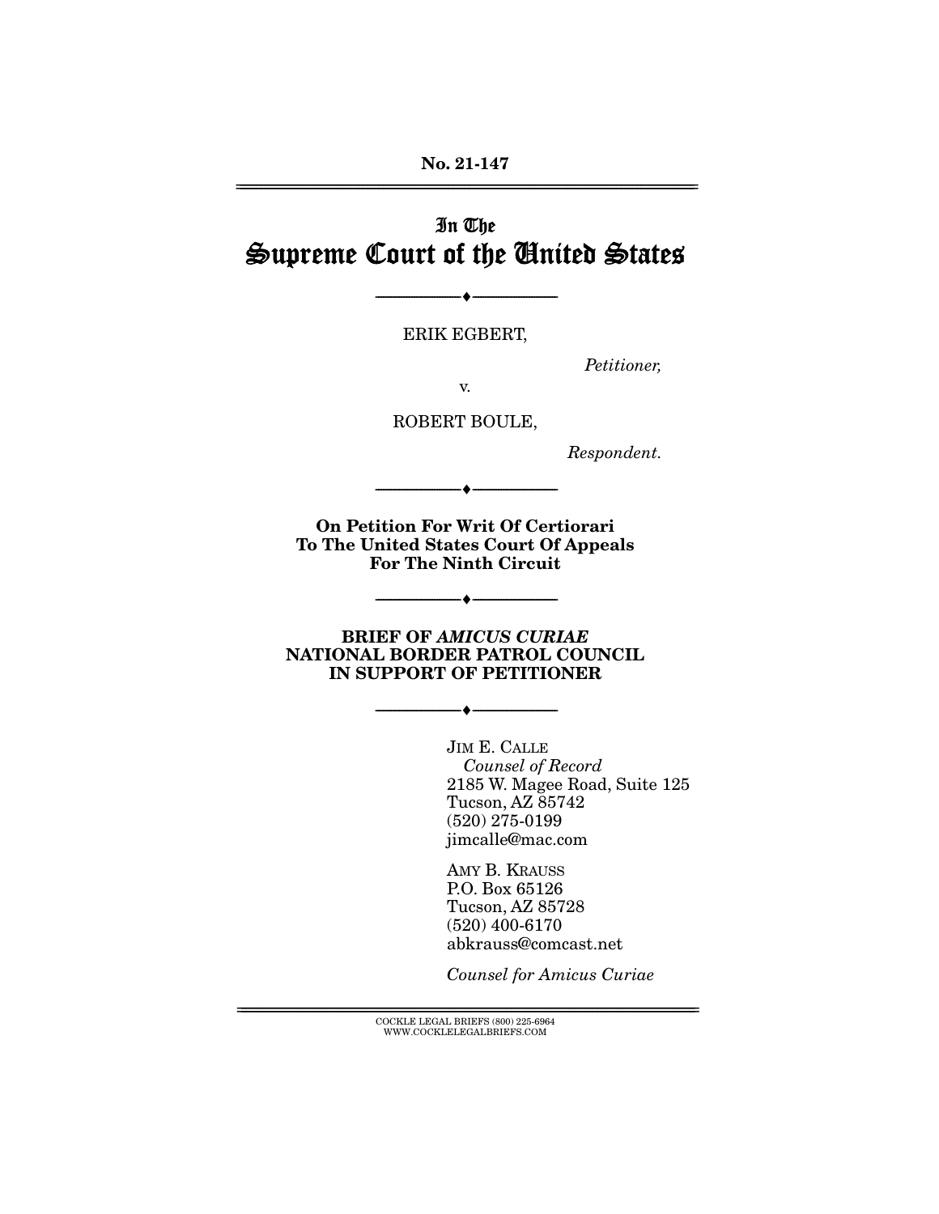**No. 21-147**

---

# In The Supreme Court of the United States

---

ERIK EGBERT,

*Petitioner,*

v.

ROBERT BOULE,

*Respondent.*

---

**On Petition For Writ Of Certiorari To The United States Court Of Appeals For The Ninth Circuit**

---

**BRIEF OF *AMICUS CURIAE* NATIONAL BORDER PATROL COUNCIL IN SUPPORT OF PETITIONER**

---

JIM E. CALLE
*Counsel of Record*
2185 W. Magee Road, Suite 125
Tucson, AZ 85742
(520) 275-0199
jimcalle@mac.com

AMY B. KRAUSS
P.O. Box 65126
Tucson, AZ 85728
(520) 400-6170
abkrauss@comcast.net

*Counsel for Amicus Curiae*

---

COCKLE LEGAL BRIEFS (800) 225-6964
WWW.COCKLELEGALBRIEFS.COM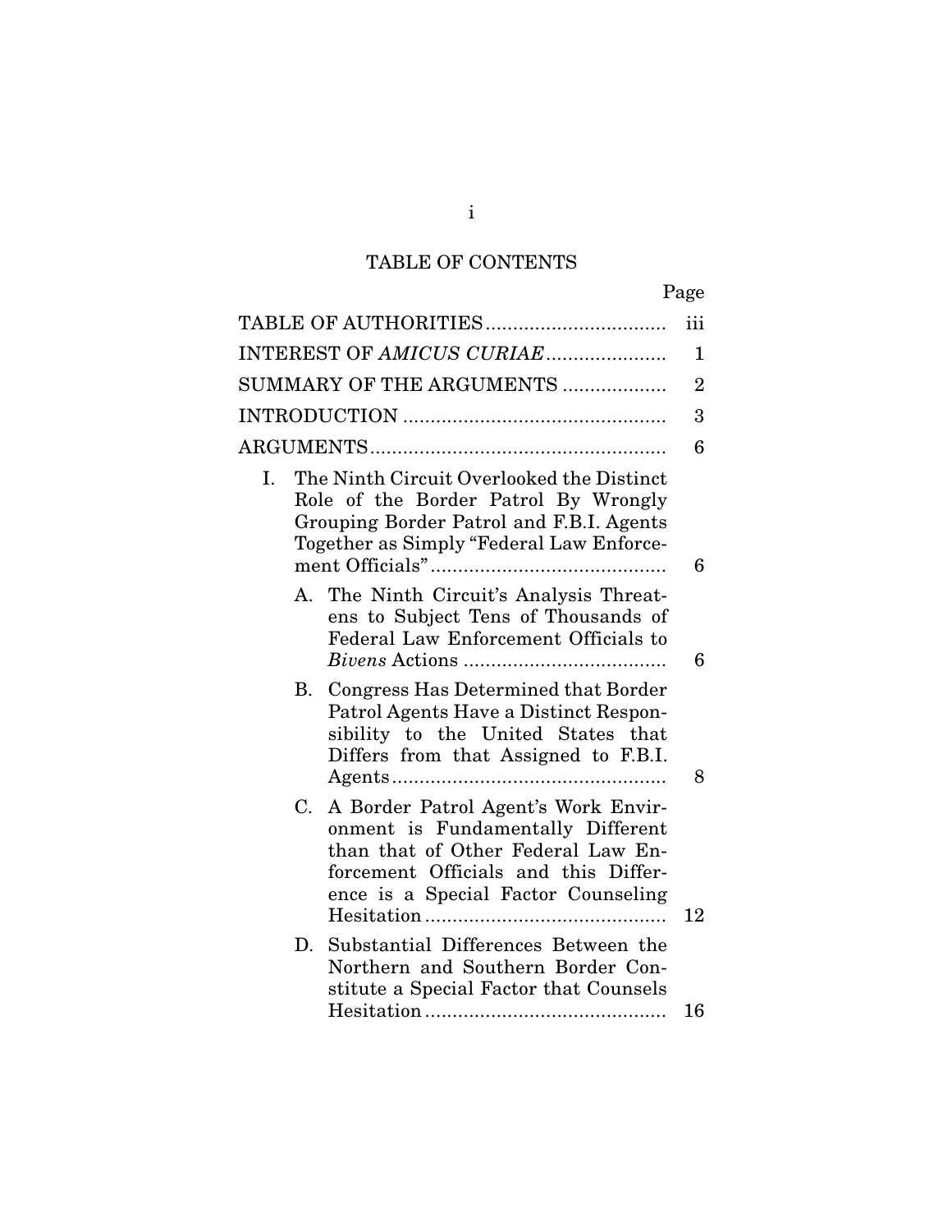# TABLE OF CONTENTS

| | Page |
|---|---|
| TABLE OF AUTHORITIES | iii |
| INTEREST OF *AMICUS CURIAE* | 1 |
| SUMMARY OF THE ARGUMENTS | 2 |
| INTRODUCTION | 3 |
| ARGUMENTS | 6 |
| I. The Ninth Circuit Overlooked the Distinct Role of the Border Patrol By Wrongly Grouping Border Patrol and F.B.I. Agents Together as Simply "Federal Law Enforcement Officials" | 6 |
| A. The Ninth Circuit's Analysis Threatens to Subject Tens of Thousands of Federal Law Enforcement Officials to *Bivens* Actions | 6 |
| B. Congress Has Determined that Border Patrol Agents Have a Distinct Responsibility to the United States that Differs from that Assigned to F.B.I. Agents | 8 |
| C. A Border Patrol Agent's Work Environment is Fundamentally Different than that of Other Federal Law Enforcement Officials and this Difference is a Special Factor Counseling Hesitation | 12 |
| D. Substantial Differences Between the Northern and Southern Border Constitute a Special Factor that Counsels Hesitation | 16 |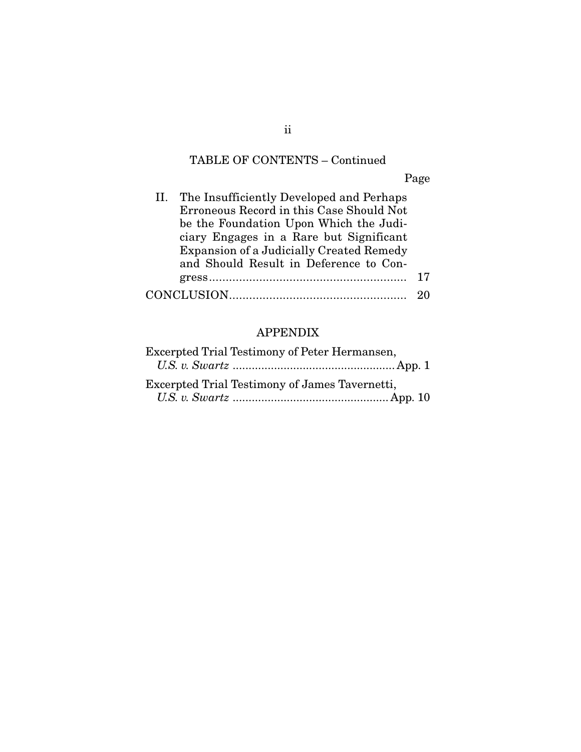## TABLE OF CONTENTS – Continued

| | Page |
|---|---|
| II. The Insufficiently Developed and Perhaps Erroneous Record in this Case Should Not be the Foundation Upon Which the Judiciary Engages in a Rare but Significant Expansion of a Judicially Created Remedy and Should Result in Deference to Congress | 17 |
| CONCLUSION | 20 |

## APPENDIX

| | |
|---|---|
| Excerpted Trial Testimony of Peter Hermansen, *U.S. v. Swartz* | App. 1 |
| Excerpted Trial Testimony of James Tavernetti, *U.S. v. Swartz* | App. 10 |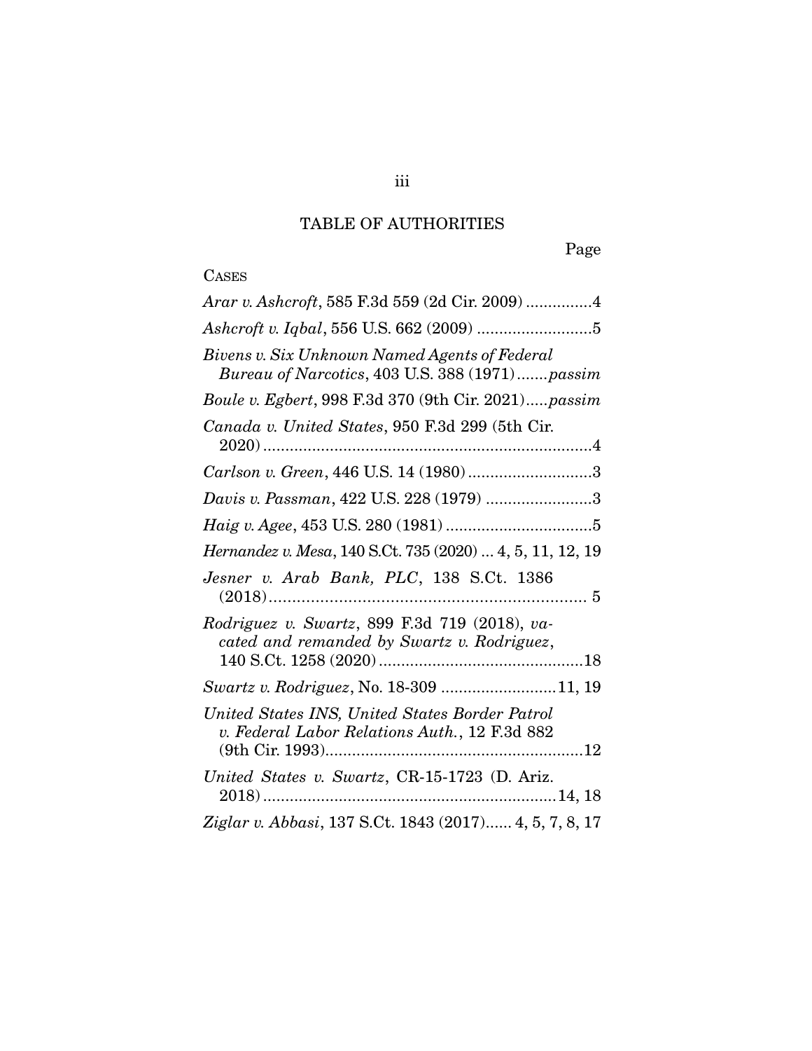## TABLE OF AUTHORITIES

Page

CASES

*Arar v. Ashcroft*, 585 F.3d 559 (2d Cir. 2009) ...............4

*Ashcroft v. Iqbal*, 556 U.S. 662 (2009) ..........................5

*Bivens v. Six Unknown Named Agents of Federal Bureau of Narcotics*, 403 U.S. 388 (1971) .......*passim*

*Boule v. Egbert*, 998 F.3d 370 (9th Cir. 2021).....*passim*

*Canada v. United States*, 950 F.3d 299 (5th Cir. 2020) ..........................................................................4

*Carlson v. Green*, 446 U.S. 14 (1980) ............................3

*Davis v. Passman*, 422 U.S. 228 (1979) ........................3

*Haig v. Agee*, 453 U.S. 280 (1981) .................................5

*Hernandez v. Mesa*, 140 S.Ct. 735 (2020) ... 4, 5, 11, 12, 19

*Jesner v. Arab Bank, PLC*, 138 S.Ct. 1386 (2018) ..................................................................... 5

*Rodriguez v. Swartz*, 899 F.3d 719 (2018), *vacated and remanded by Swartz v. Rodriguez*, 140 S.Ct. 1258 (2020) .............................................18

*Swartz v. Rodriguez*, No. 18-309 ..........................11, 19

*United States INS, United States Border Patrol v. Federal Labor Relations Auth.*, 12 F.3d 882 (9th Cir. 1993)..........................................................12

*United States v. Swartz*, CR-15-1723 (D. Ariz. 2018) .................................................................14, 18

*Ziglar v. Abbasi*, 137 S.Ct. 1843 (2017)...... 4, 5, 7, 8, 17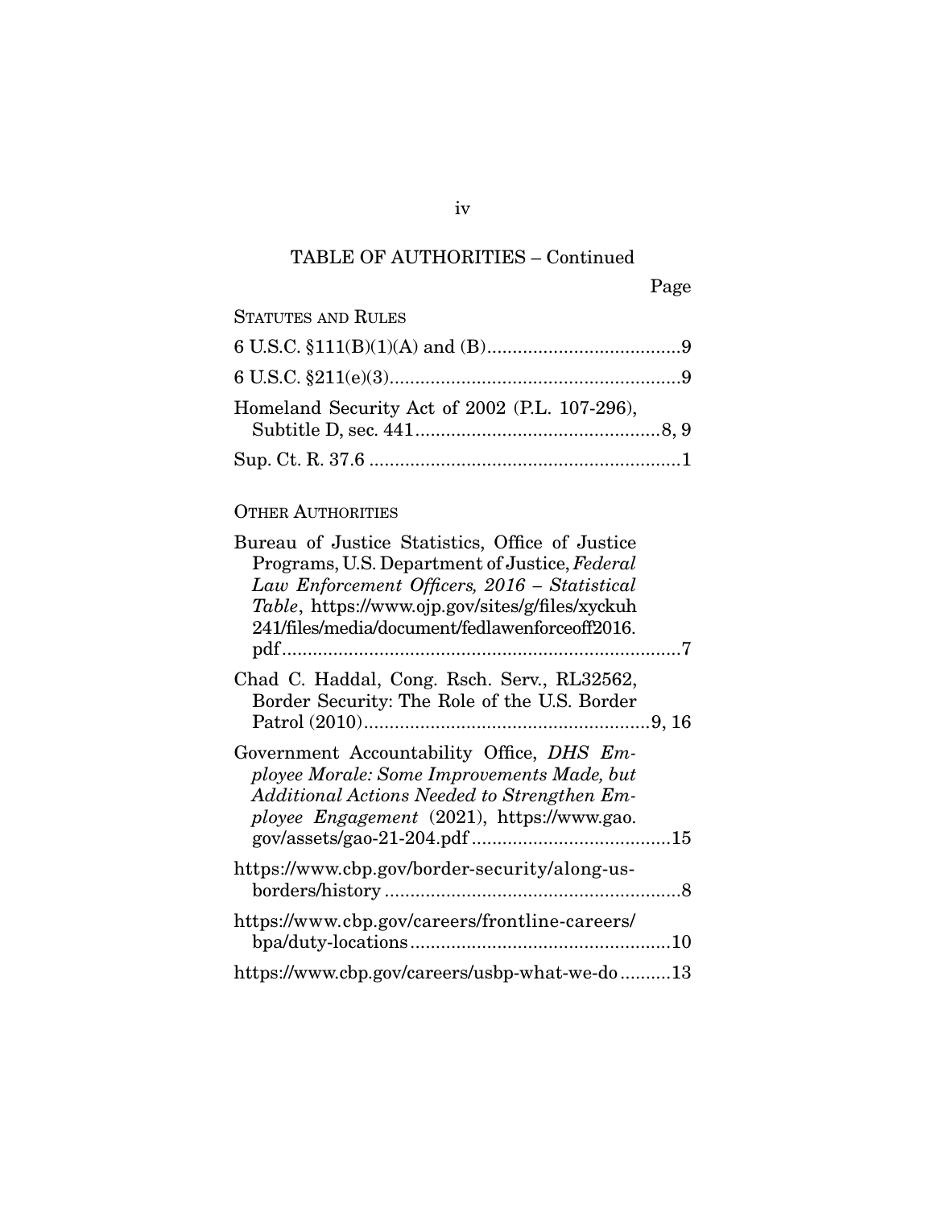## TABLE OF AUTHORITIES – Continued

Page

STATUTES AND RULES

6 U.S.C. §111(B)(1)(A) and (B) ..................................... 9

6 U.S.C. §211(e)(3) ........................................................ 9

Homeland Security Act of 2002 (P.L. 107-296), Subtitle D, sec. 441 ................................................ 8, 9

Sup. Ct. R. 37.6 ............................................................ 1

OTHER AUTHORITIES

Bureau of Justice Statistics, Office of Justice Programs, U.S. Department of Justice, *Federal Law Enforcement Officers, 2016 – Statistical Table*, https://www.ojp.gov/sites/g/files/xyckuh241/files/media/document/fedlawenforceoff2016.pdf .............................................................................. 7

Chad C. Haddal, Cong. Rsch. Serv., RL32562, Border Security: The Role of the U.S. Border Patrol (2010) ........................................................ 9, 16

Government Accountability Office, *DHS Employee Morale: Some Improvements Made, but Additional Actions Needed to Strengthen Employee Engagement* (2021), https://www.gao.gov/assets/gao-21-204.pdf ....................................... 15

https://www.cbp.gov/border-security/along-us-borders/history .......................................................... 8

https://www.cbp.gov/careers/frontline-careers/bpa/duty-locations ................................................... 10

https://www.cbp.gov/careers/usbp-what-we-do .......... 13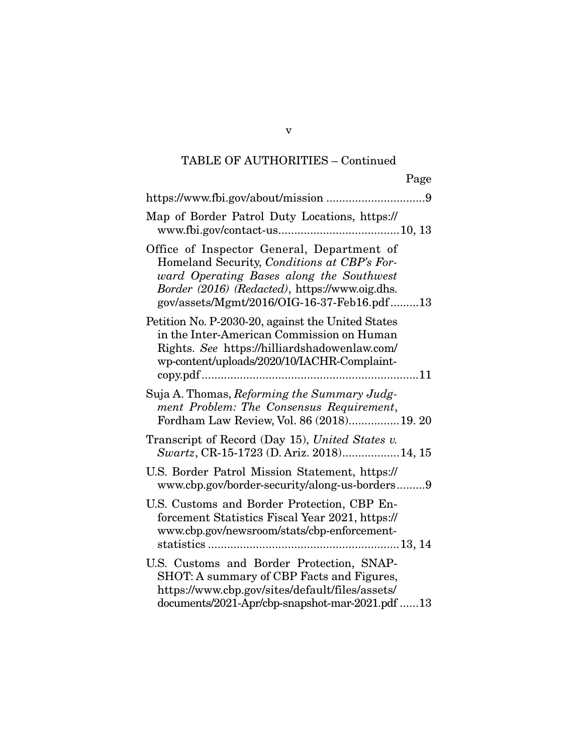TABLE OF AUTHORITIES – Continued

| | Page |
|---|---|
| https://www.fbi.gov/about/mission | 9 |
| Map of Border Patrol Duty Locations, https://www.fbi.gov/contact-us | 10, 13 |
| Office of Inspector General, Department of Homeland Security, *Conditions at CBP's Forward Operating Bases along the Southwest Border (2016) (Redacted)*, https://www.oig.dhs.gov/assets/Mgmt/2016/OIG-16-37-Feb16.pdf | 13 |
| Petition No. P-2030-20, against the United States in the Inter-American Commission on Human Rights. *See* https://hilliardshadowenlaw.com/wp-content/uploads/2020/10/IACHR-Complaint-copy.pdf | 11 |
| Suja A. Thomas, *Reforming the Summary Judgment Problem: The Consensus Requirement*, Fordham Law Review, Vol. 86 (2018) | 19. 20 |
| Transcript of Record (Day 15), *United States v. Swartz*, CR-15-1723 (D. Ariz. 2018) | 14, 15 |
| U.S. Border Patrol Mission Statement, https://www.cbp.gov/border-security/along-us-borders | 9 |
| U.S. Customs and Border Protection, CBP Enforcement Statistics Fiscal Year 2021, https://www.cbp.gov/newsroom/stats/cbp-enforcement-statistics | 13, 14 |
| U.S. Customs and Border Protection, SNAPSHOT: A summary of CBP Facts and Figures, https://www.cbp.gov/sites/default/files/assets/documents/2021-Apr/cbp-snapshot-mar-2021.pdf | 13 |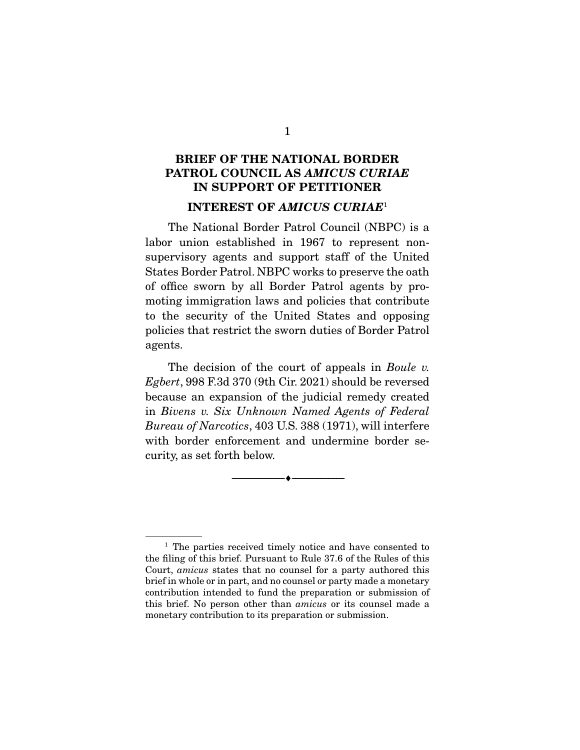# BRIEF OF THE NATIONAL BORDER PATROL COUNCIL AS *AMICUS CURIAE* IN SUPPORT OF PETITIONER

## INTEREST OF *AMICUS CURIAE*[1]

The National Border Patrol Council (NBPC) is a labor union established in 1967 to represent non-supervisory agents and support staff of the United States Border Patrol. NBPC works to preserve the oath of office sworn by all Border Patrol agents by promoting immigration laws and policies that contribute to the security of the United States and opposing policies that restrict the sworn duties of Border Patrol agents.

The decision of the court of appeals in *Boule v. Egbert*, 998 F.3d 370 (9th Cir. 2021) should be reversed because an expansion of the judicial remedy created in *Bivens v. Six Unknown Named Agents of Federal Bureau of Narcotics*, 403 U.S. 388 (1971), will interfere with border enforcement and undermine border security, as set forth below.

---

[1] The parties received timely notice and have consented to the filing of this brief. Pursuant to Rule 37.6 of the Rules of this Court, *amicus* states that no counsel for a party authored this brief in whole or in part, and no counsel or party made a monetary contribution intended to fund the preparation or submission of this brief. No person other than *amicus* or its counsel made a monetary contribution to its preparation or submission.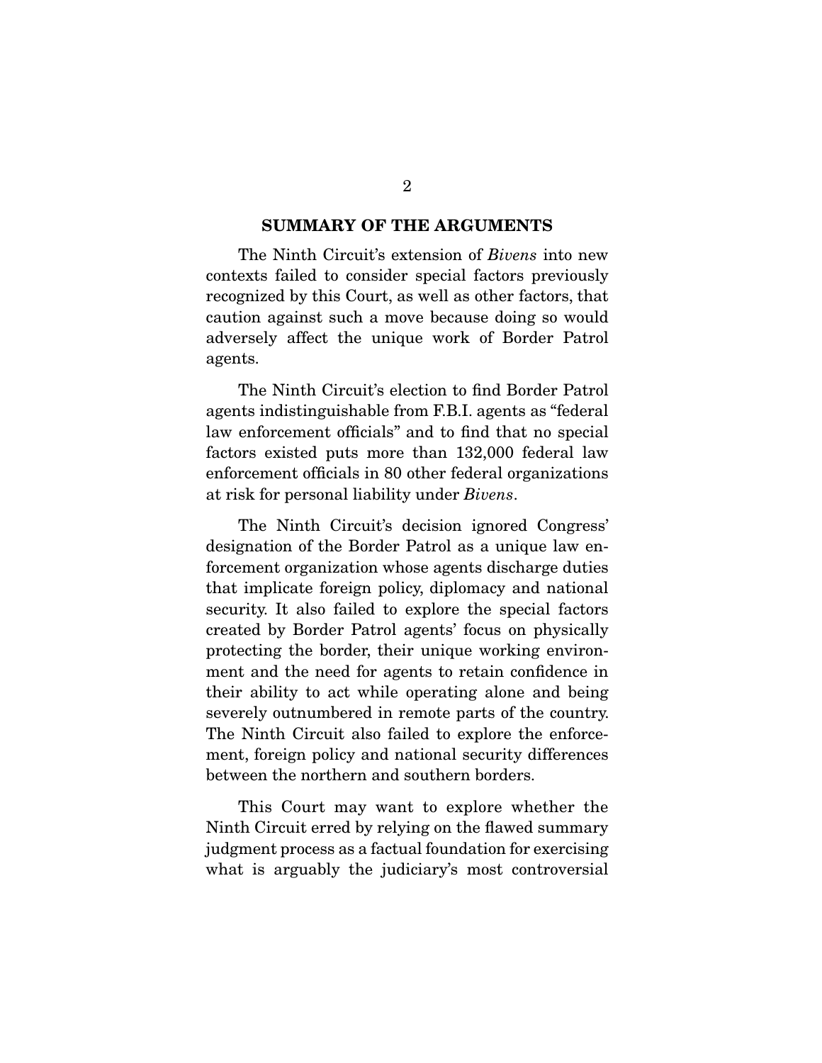## SUMMARY OF THE ARGUMENTS

The Ninth Circuit's extension of *Bivens* into new contexts failed to consider special factors previously recognized by this Court, as well as other factors, that caution against such a move because doing so would adversely affect the unique work of Border Patrol agents.

The Ninth Circuit's election to find Border Patrol agents indistinguishable from F.B.I. agents as "federal law enforcement officials" and to find that no special factors existed puts more than 132,000 federal law enforcement officials in 80 other federal organizations at risk for personal liability under *Bivens*.

The Ninth Circuit's decision ignored Congress' designation of the Border Patrol as a unique law enforcement organization whose agents discharge duties that implicate foreign policy, diplomacy and national security. It also failed to explore the special factors created by Border Patrol agents' focus on physically protecting the border, their unique working environment and the need for agents to retain confidence in their ability to act while operating alone and being severely outnumbered in remote parts of the country. The Ninth Circuit also failed to explore the enforcement, foreign policy and national security differences between the northern and southern borders.

This Court may want to explore whether the Ninth Circuit erred by relying on the flawed summary judgment process as a factual foundation for exercising what is arguably the judiciary's most controversial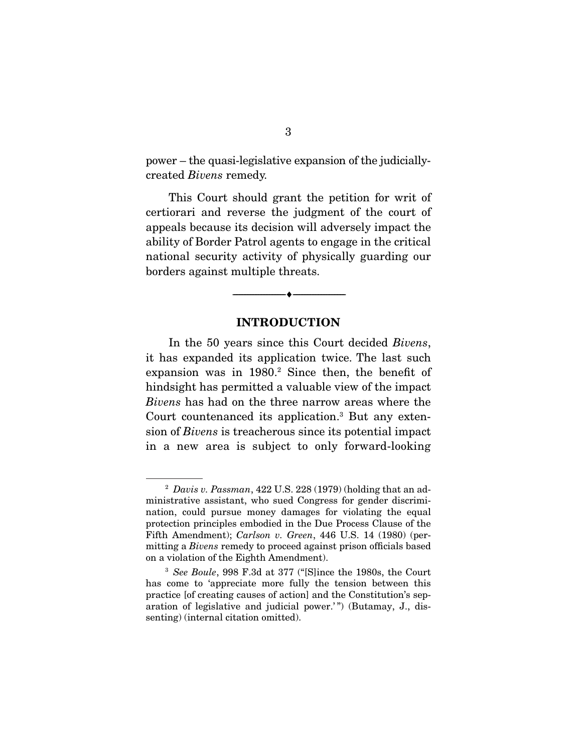power – the quasi-legislative expansion of the judicially-created *Bivens* remedy.

This Court should grant the petition for writ of certiorari and reverse the judgment of the court of appeals because its decision will adversely impact the ability of Border Patrol agents to engage in the critical national security activity of physically guarding our borders against multiple threats.

---

## INTRODUCTION

In the 50 years since this Court decided *Bivens*, it has expanded its application twice. The last such expansion was in 1980.[2] Since then, the benefit of hindsight has permitted a valuable view of the impact *Bivens* has had on the three narrow areas where the Court countenanced its application.[3] But any extension of *Bivens* is treacherous since its potential impact in a new area is subject to only forward-looking

---

[2] *Davis v. Passman*, 422 U.S. 228 (1979) (holding that an administrative assistant, who sued Congress for gender discrimination, could pursue money damages for violating the equal protection principles embodied in the Due Process Clause of the Fifth Amendment); *Carlson v. Green*, 446 U.S. 14 (1980) (permitting a *Bivens* remedy to proceed against prison officials based on a violation of the Eighth Amendment).

[3] *See Boule*, 998 F.3d at 377 ("[S]ince the 1980s, the Court has come to 'appreciate more fully the tension between this practice [of creating causes of action] and the Constitution's separation of legislative and judicial power.' ") (Butamay, J., dissenting) (internal citation omitted).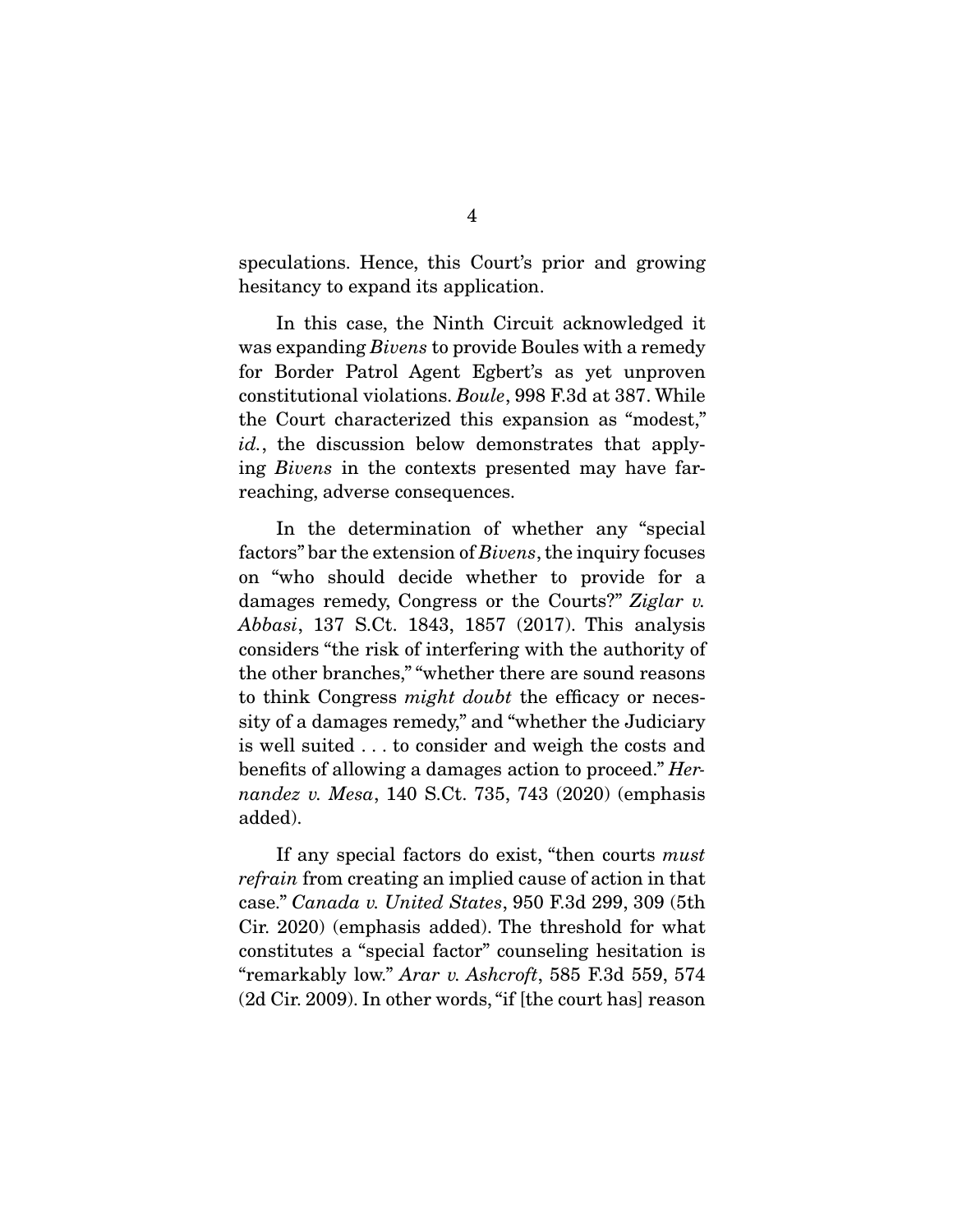speculations. Hence, this Court's prior and growing hesitancy to expand its application.

In this case, the Ninth Circuit acknowledged it was expanding *Bivens* to provide Boules with a remedy for Border Patrol Agent Egbert's as yet unproven constitutional violations. *Boule*, 998 F.3d at 387. While the Court characterized this expansion as "modest," *id.*, the discussion below demonstrates that applying *Bivens* in the contexts presented may have far-reaching, adverse consequences.

In the determination of whether any "special factors" bar the extension of *Bivens*, the inquiry focuses on "who should decide whether to provide for a damages remedy, Congress or the Courts?" *Ziglar v. Abbasi*, 137 S.Ct. 1843, 1857 (2017). This analysis considers "the risk of interfering with the authority of the other branches," "whether there are sound reasons to think Congress *might doubt* the efficacy or necessity of a damages remedy," and "whether the Judiciary is well suited . . . to consider and weigh the costs and benefits of allowing a damages action to proceed." *Hernandez v. Mesa*, 140 S.Ct. 735, 743 (2020) (emphasis added).

If any special factors do exist, "then courts *must refrain* from creating an implied cause of action in that case." *Canada v. United States*, 950 F.3d 299, 309 (5th Cir. 2020) (emphasis added). The threshold for what constitutes a "special factor" counseling hesitation is "remarkably low." *Arar v. Ashcroft*, 585 F.3d 559, 574 (2d Cir. 2009). In other words, "if [the court has] reason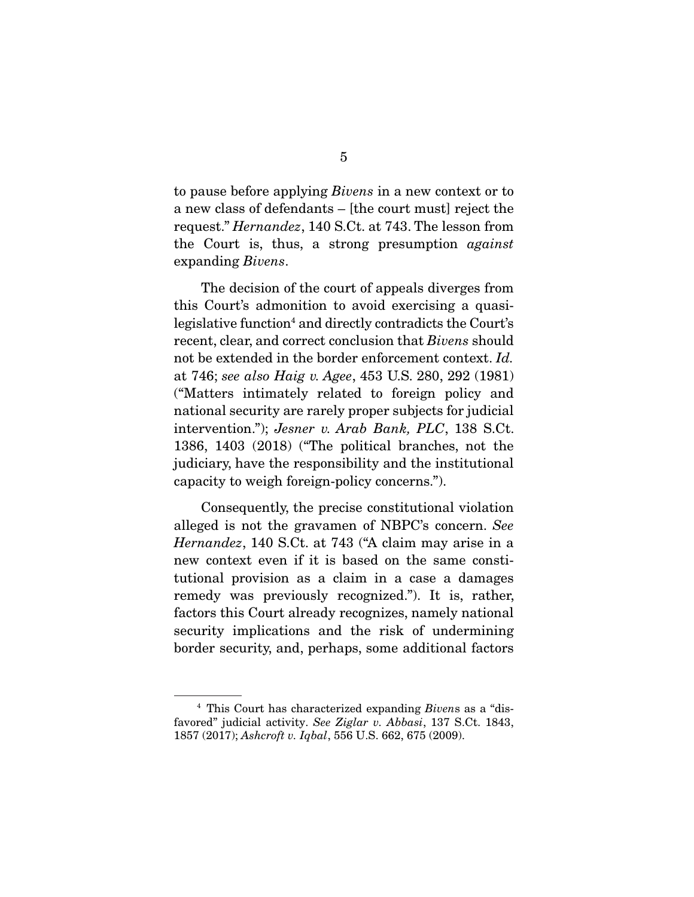to pause before applying *Bivens* in a new context or to a new class of defendants – [the court must] reject the request." *Hernandez*, 140 S.Ct. at 743. The lesson from the Court is, thus, a strong presumption *against* expanding *Bivens*.

The decision of the court of appeals diverges from this Court's admonition to avoid exercising a quasi-legislative function[4] and directly contradicts the Court's recent, clear, and correct conclusion that *Bivens* should not be extended in the border enforcement context. *Id.* at 746; *see also Haig v. Agee*, 453 U.S. 280, 292 (1981) ("Matters intimately related to foreign policy and national security are rarely proper subjects for judicial intervention."); *Jesner v. Arab Bank, PLC*, 138 S.Ct. 1386, 1403 (2018) ("The political branches, not the judiciary, have the responsibility and the institutional capacity to weigh foreign-policy concerns.").

Consequently, the precise constitutional violation alleged is not the gravamen of NBPC's concern. *See Hernandez*, 140 S.Ct. at 743 ("A claim may arise in a new context even if it is based on the same constitutional provision as a claim in a case a damages remedy was previously recognized."). It is, rather, factors this Court already recognizes, namely national security implications and the risk of undermining border security, and, perhaps, some additional factors

---

[4] This Court has characterized expanding *Bivens* as a "disfavored" judicial activity. *See Ziglar v. Abbasi*, 137 S.Ct. 1843, 1857 (2017); *Ashcroft v. Iqbal*, 556 U.S. 662, 675 (2009).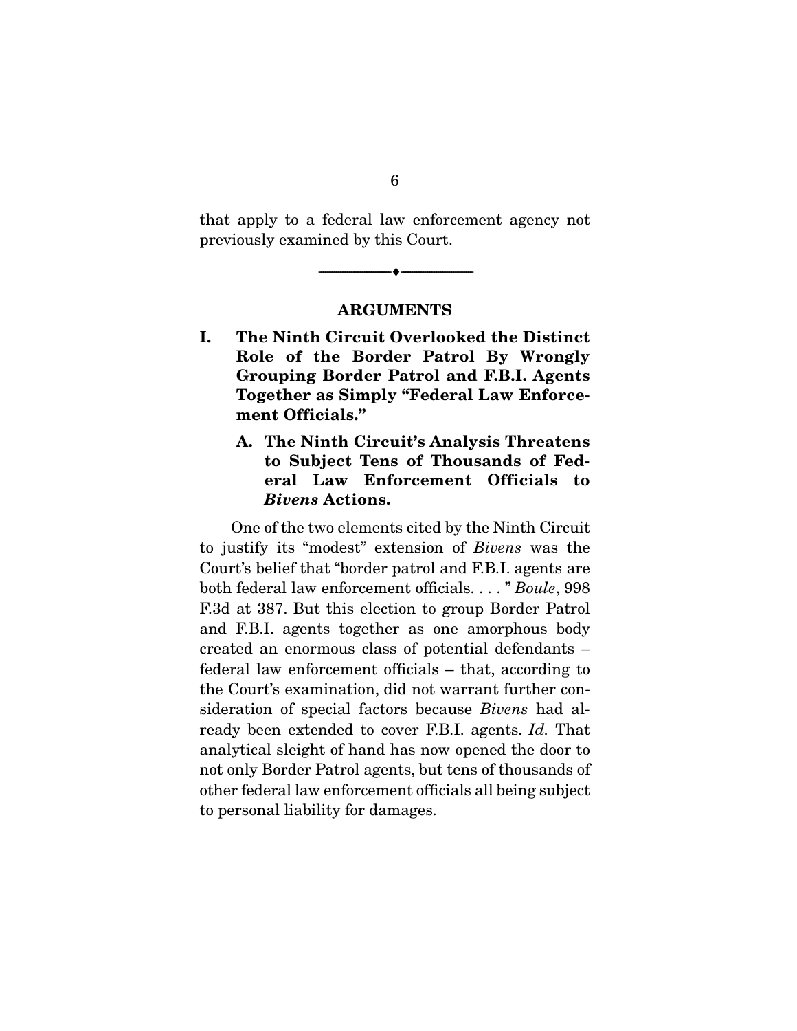that apply to a federal law enforcement agency not previously examined by this Court.

---

## ARGUMENTS

### I. The Ninth Circuit Overlooked the Distinct Role of the Border Patrol By Wrongly Grouping Border Patrol and F.B.I. Agents Together as Simply "Federal Law Enforcement Officials."

#### A. The Ninth Circuit's Analysis Threatens to Subject Tens of Thousands of Federal Law Enforcement Officials to *Bivens* Actions.

One of the two elements cited by the Ninth Circuit to justify its "modest" extension of *Bivens* was the Court's belief that "border patrol and F.B.I. agents are both federal law enforcement officials. . . . " *Boule*, 998 F.3d at 387. But this election to group Border Patrol and F.B.I. agents together as one amorphous body created an enormous class of potential defendants – federal law enforcement officials – that, according to the Court's examination, did not warrant further consideration of special factors because *Bivens* had already been extended to cover F.B.I. agents. *Id.* That analytical sleight of hand has now opened the door to not only Border Patrol agents, but tens of thousands of other federal law enforcement officials all being subject to personal liability for damages.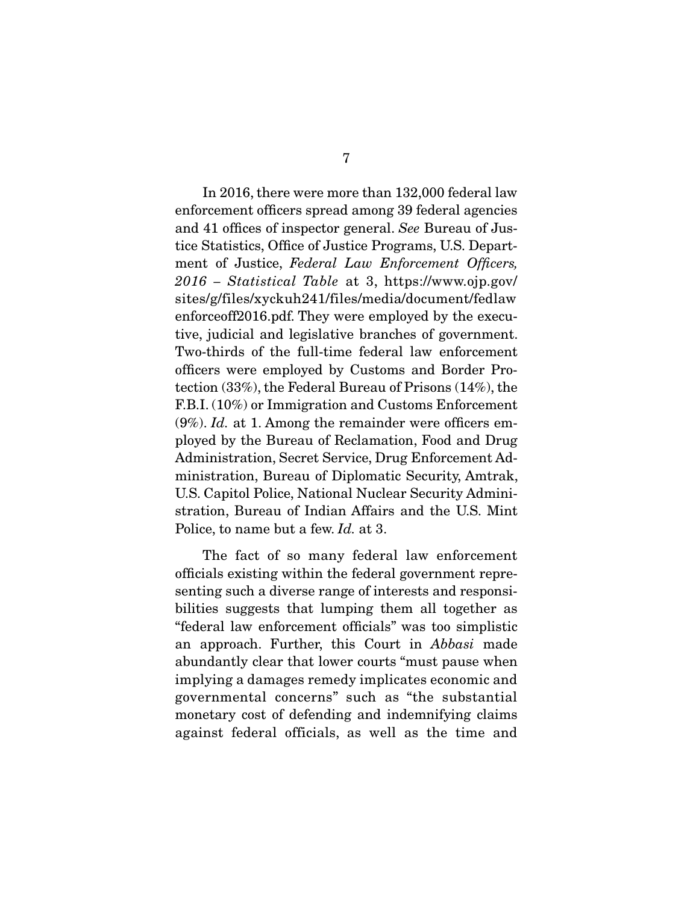In 2016, there were more than 132,000 federal law enforcement officers spread among 39 federal agencies and 41 offices of inspector general. *See* Bureau of Justice Statistics, Office of Justice Programs, U.S. Department of Justice, *Federal Law Enforcement Officers, 2016 – Statistical Table* at 3, https://www.ojp.gov/sites/g/files/xyckuh241/files/media/document/fedlawenforceoff2016.pdf. They were employed by the executive, judicial and legislative branches of government. Two-thirds of the full-time federal law enforcement officers were employed by Customs and Border Protection (33%), the Federal Bureau of Prisons (14%), the F.B.I. (10%) or Immigration and Customs Enforcement (9%). *Id.* at 1. Among the remainder were officers employed by the Bureau of Reclamation, Food and Drug Administration, Secret Service, Drug Enforcement Administration, Bureau of Diplomatic Security, Amtrak, U.S. Capitol Police, National Nuclear Security Administration, Bureau of Indian Affairs and the U.S. Mint Police, to name but a few. *Id.* at 3.

The fact of so many federal law enforcement officials existing within the federal government representing such a diverse range of interests and responsibilities suggests that lumping them all together as "federal law enforcement officials" was too simplistic an approach. Further, this Court in *Abbasi* made abundantly clear that lower courts "must pause when implying a damages remedy implicates economic and governmental concerns" such as "the substantial monetary cost of defending and indemnifying claims against federal officials, as well as the time and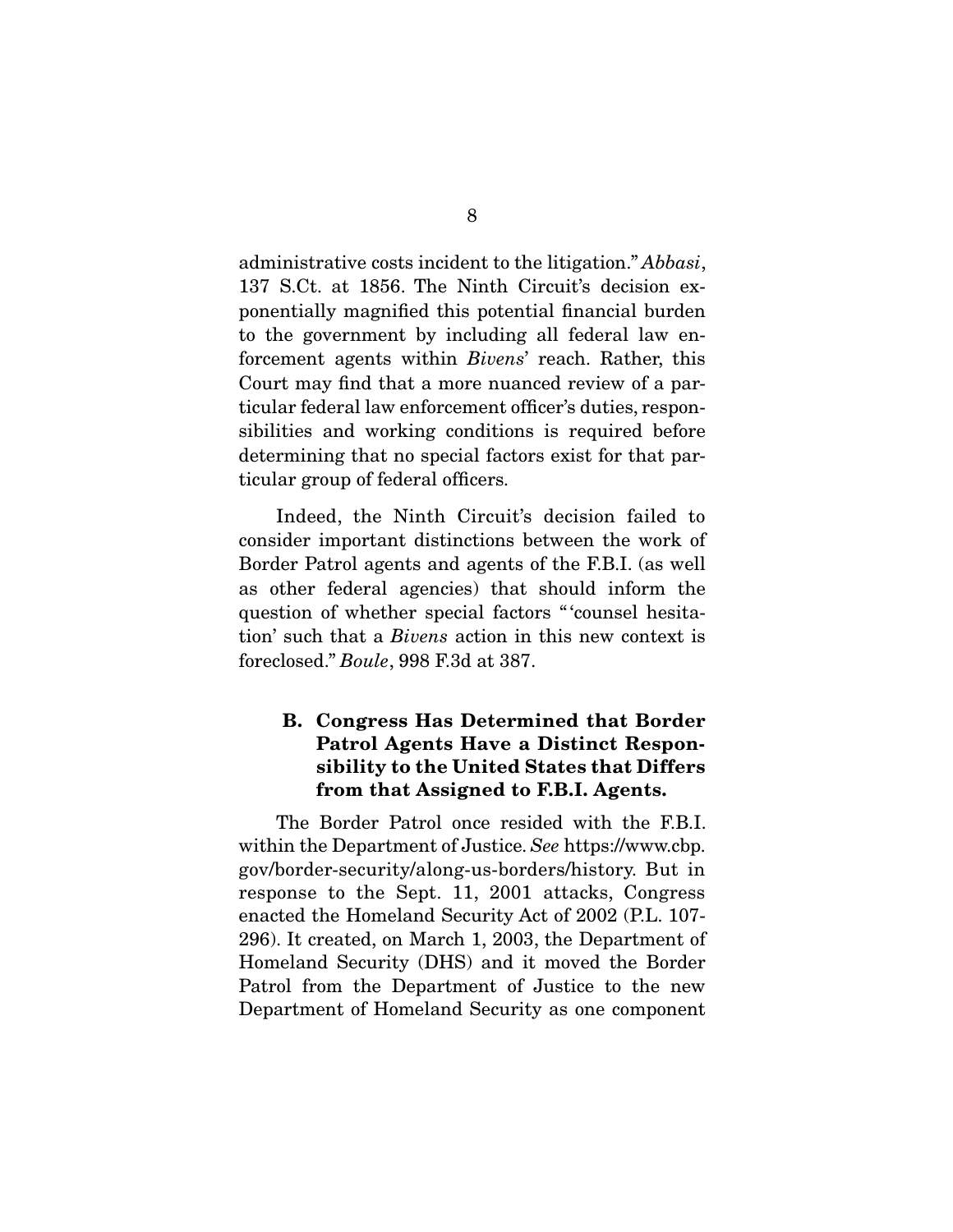administrative costs incident to the litigation." *Abbasi*, 137 S.Ct. at 1856. The Ninth Circuit's decision exponentially magnified this potential financial burden to the government by including all federal law enforcement agents within *Bivens*' reach. Rather, this Court may find that a more nuanced review of a particular federal law enforcement officer's duties, responsibilities and working conditions is required before determining that no special factors exist for that particular group of federal officers.

Indeed, the Ninth Circuit's decision failed to consider important distinctions between the work of Border Patrol agents and agents of the F.B.I. (as well as other federal agencies) that should inform the question of whether special factors "'counsel hesitation' such that a *Bivens* action in this new context is foreclosed." *Boule*, 998 F.3d at 387.

### B. Congress Has Determined that Border Patrol Agents Have a Distinct Responsibility to the United States that Differs from that Assigned to F.B.I. Agents.

The Border Patrol once resided with the F.B.I. within the Department of Justice. *See* https://www.cbp.gov/border-security/along-us-borders/history. But in response to the Sept. 11, 2001 attacks, Congress enacted the Homeland Security Act of 2002 (P.L. 107-296). It created, on March 1, 2003, the Department of Homeland Security (DHS) and it moved the Border Patrol from the Department of Justice to the new Department of Homeland Security as one component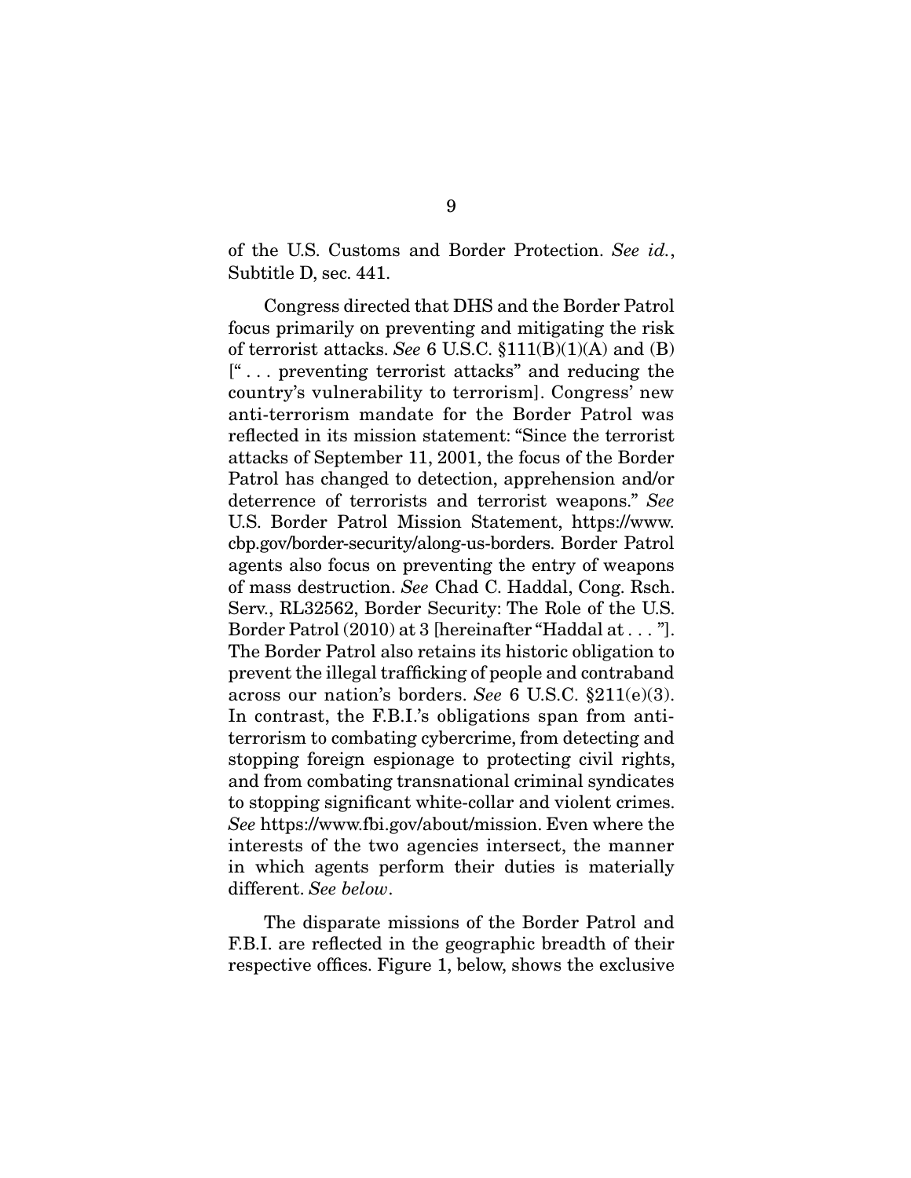of the U.S. Customs and Border Protection. *See id.*, Subtitle D, sec. 441.

Congress directed that DHS and the Border Patrol focus primarily on preventing and mitigating the risk of terrorist attacks. *See* 6 U.S.C. §111(B)(1)(A) and (B) [" . . . preventing terrorist attacks" and reducing the country's vulnerability to terrorism]. Congress' new anti-terrorism mandate for the Border Patrol was reflected in its mission statement: "Since the terrorist attacks of September 11, 2001, the focus of the Border Patrol has changed to detection, apprehension and/or deterrence of terrorists and terrorist weapons." *See* U.S. Border Patrol Mission Statement, https://www.cbp.gov/border-security/along-us-borders. Border Patrol agents also focus on preventing the entry of weapons of mass destruction. *See* Chad C. Haddal, Cong. Rsch. Serv., RL32562, Border Security: The Role of the U.S. Border Patrol (2010) at 3 [hereinafter "Haddal at . . . "]. The Border Patrol also retains its historic obligation to prevent the illegal trafficking of people and contraband across our nation's borders. *See* 6 U.S.C. §211(e)(3). In contrast, the F.B.I.'s obligations span from anti-terrorism to combating cybercrime, from detecting and stopping foreign espionage to protecting civil rights, and from combating transnational criminal syndicates to stopping significant white-collar and violent crimes. *See* https://www.fbi.gov/about/mission. Even where the interests of the two agencies intersect, the manner in which agents perform their duties is materially different. *See below*.

The disparate missions of the Border Patrol and F.B.I. are reflected in the geographic breadth of their respective offices. Figure 1, below, shows the exclusive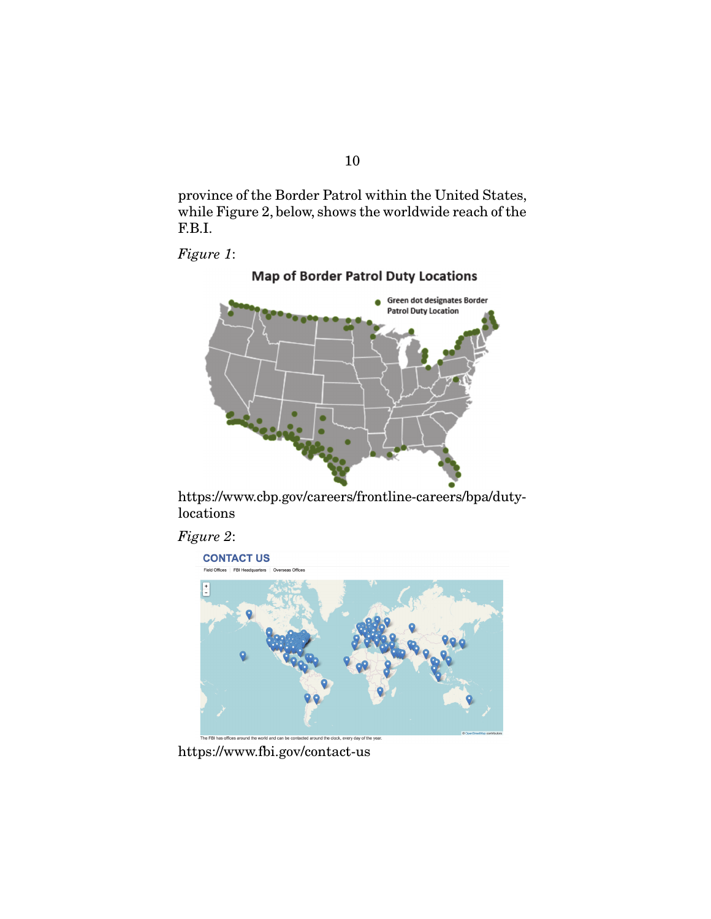province of the Border Patrol within the United States, while Figure 2, below, shows the worldwide reach of the F.B.I.

*Figure 1*:

Map of Border Patrol Duty Locations

Green dot designates Border Patrol Duty Location

https://www.cbp.gov/careers/frontline-careers/bpa/duty-locations

*Figure 2*:

CONTACT US

Field Offices | FBI Headquarters | Overseas Offices

The FBI has offices around the world and can be contacted around the clock, every day of the year.

https://www.fbi.gov/contact-us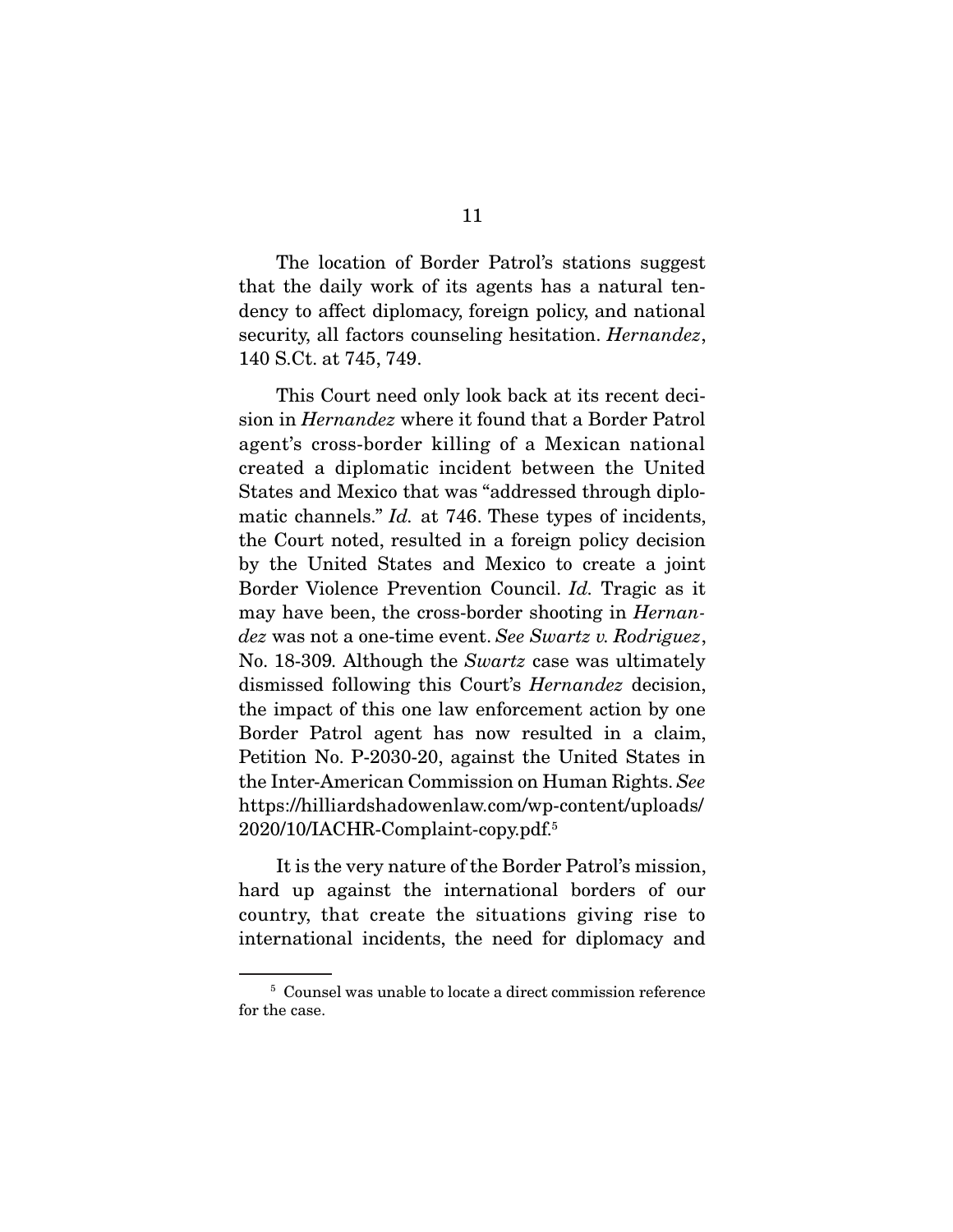The location of Border Patrol's stations suggest that the daily work of its agents has a natural tendency to affect diplomacy, foreign policy, and national security, all factors counseling hesitation. *Hernandez*, 140 S.Ct. at 745, 749.

This Court need only look back at its recent decision in *Hernandez* where it found that a Border Patrol agent's cross-border killing of a Mexican national created a diplomatic incident between the United States and Mexico that was "addressed through diplomatic channels." *Id.* at 746. These types of incidents, the Court noted, resulted in a foreign policy decision by the United States and Mexico to create a joint Border Violence Prevention Council. *Id.* Tragic as it may have been, the cross-border shooting in *Hernandez* was not a one-time event. *See Swartz v. Rodriguez*, No. 18-309. Although the *Swartz* case was ultimately dismissed following this Court's *Hernandez* decision, the impact of this one law enforcement action by one Border Patrol agent has now resulted in a claim, Petition No. P-2030-20, against the United States in the Inter-American Commission on Human Rights. *See* https://hilliardshadowenlaw.com/wp-content/uploads/2020/10/IACHR-Complaint-copy.pdf.[5]

It is the very nature of the Border Patrol's mission, hard up against the international borders of our country, that create the situations giving rise to international incidents, the need for diplomacy and

[5] Counsel was unable to locate a direct commission reference for the case.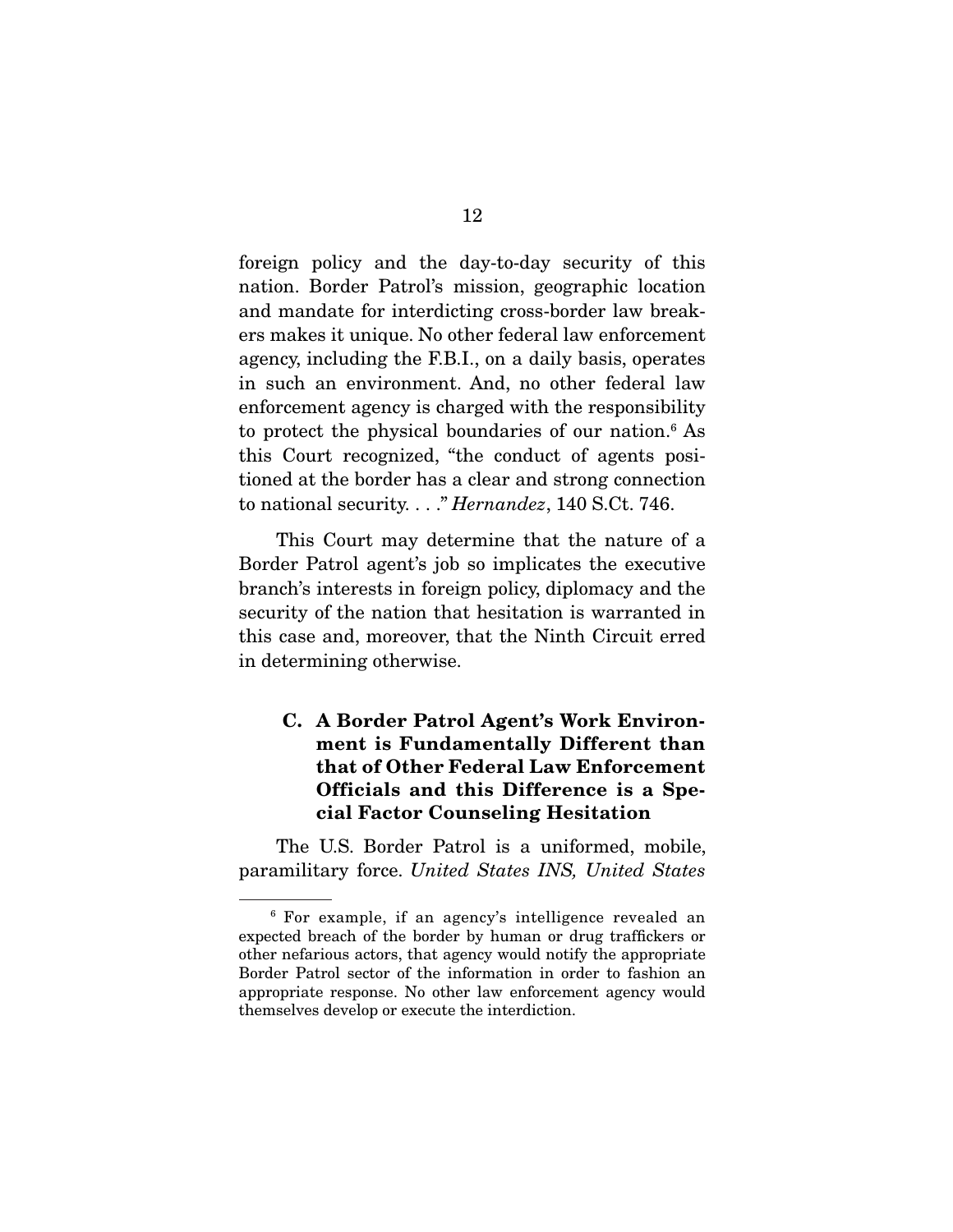foreign policy and the day-to-day security of this nation. Border Patrol's mission, geographic location and mandate for interdicting cross-border law breakers makes it unique. No other federal law enforcement agency, including the F.B.I., on a daily basis, operates in such an environment. And, no other federal law enforcement agency is charged with the responsibility to protect the physical boundaries of our nation.[6] As this Court recognized, "the conduct of agents positioned at the border has a clear and strong connection to national security. . . ." *Hernandez*, 140 S.Ct. 746.

This Court may determine that the nature of a Border Patrol agent's job so implicates the executive branch's interests in foreign policy, diplomacy and the security of the nation that hesitation is warranted in this case and, moreover, that the Ninth Circuit erred in determining otherwise.

### C. A Border Patrol Agent's Work Environment is Fundamentally Different than that of Other Federal Law Enforcement Officials and this Difference is a Special Factor Counseling Hesitation

The U.S. Border Patrol is a uniformed, mobile, paramilitary force. *United States INS, United States*

---

[6] For example, if an agency's intelligence revealed an expected breach of the border by human or drug traffickers or other nefarious actors, that agency would notify the appropriate Border Patrol sector of the information in order to fashion an appropriate response. No other law enforcement agency would themselves develop or execute the interdiction.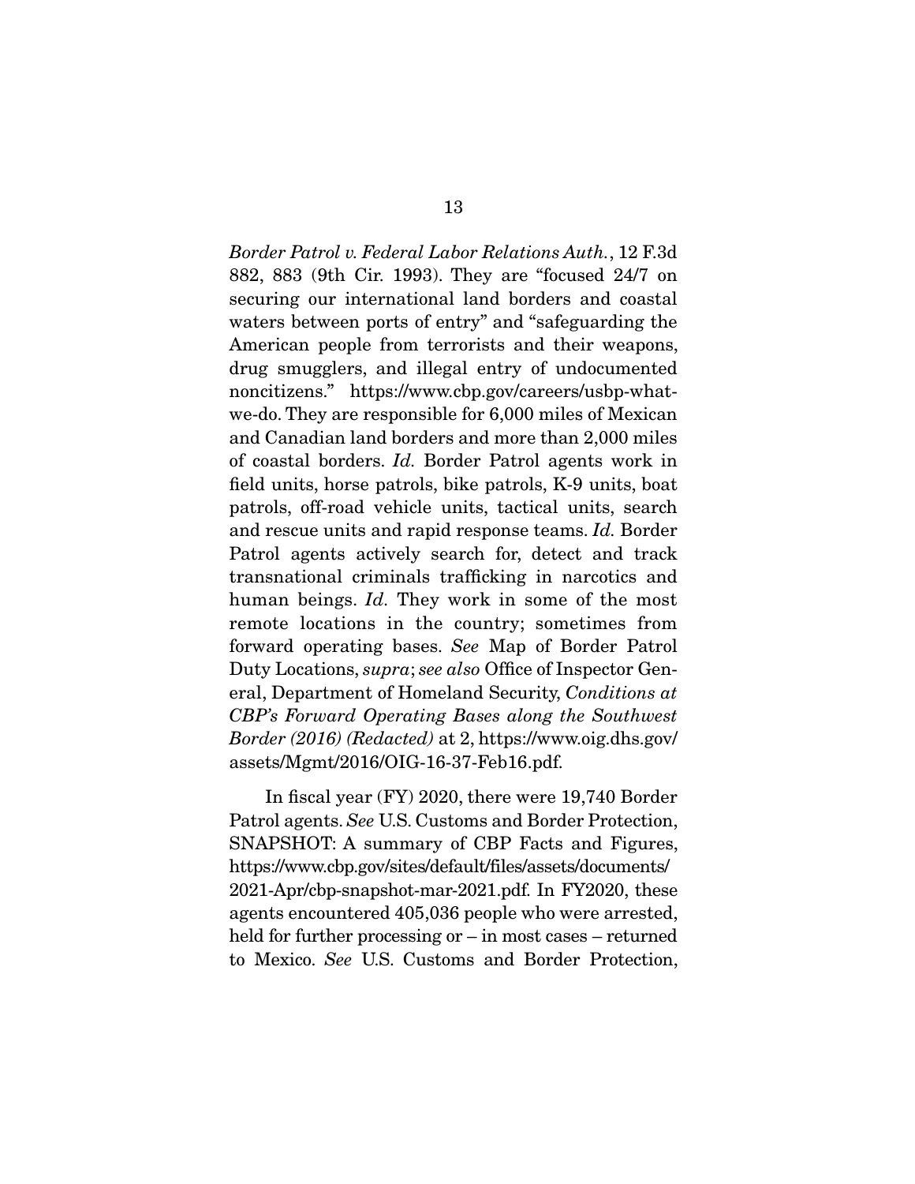*Border Patrol v. Federal Labor Relations Auth.*, 12 F.3d 882, 883 (9th Cir. 1993). They are "focused 24/7 on securing our international land borders and coastal waters between ports of entry" and "safeguarding the American people from terrorists and their weapons, drug smugglers, and illegal entry of undocumented noncitizens." https://www.cbp.gov/careers/usbp-what-we-do. They are responsible for 6,000 miles of Mexican and Canadian land borders and more than 2,000 miles of coastal borders. *Id.* Border Patrol agents work in field units, horse patrols, bike patrols, K-9 units, boat patrols, off-road vehicle units, tactical units, search and rescue units and rapid response teams. *Id.* Border Patrol agents actively search for, detect and track transnational criminals trafficking in narcotics and human beings. *Id*. They work in some of the most remote locations in the country; sometimes from forward operating bases. *See* Map of Border Patrol Duty Locations, *supra*; *see also* Office of Inspector General, Department of Homeland Security, *Conditions at CBP's Forward Operating Bases along the Southwest Border (2016) (Redacted)* at 2, https://www.oig.dhs.gov/assets/Mgmt/2016/OIG-16-37-Feb16.pdf.

In fiscal year (FY) 2020, there were 19,740 Border Patrol agents. *See* U.S. Customs and Border Protection, SNAPSHOT: A summary of CBP Facts and Figures, https://www.cbp.gov/sites/default/files/assets/documents/2021-Apr/cbp-snapshot-mar-2021.pdf. In FY2020, these agents encountered 405,036 people who were arrested, held for further processing or – in most cases – returned to Mexico. *See* U.S. Customs and Border Protection,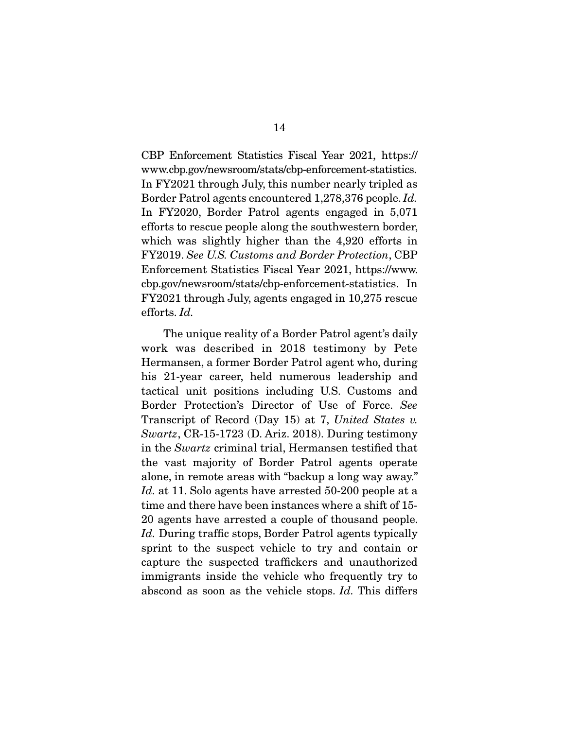CBP Enforcement Statistics Fiscal Year 2021, https://www.cbp.gov/newsroom/stats/cbp-enforcement-statistics. In FY2021 through July, this number nearly tripled as Border Patrol agents encountered 1,278,376 people. *Id.* In FY2020, Border Patrol agents engaged in 5,071 efforts to rescue people along the southwestern border, which was slightly higher than the 4,920 efforts in FY2019. *See U.S. Customs and Border Protection*, CBP Enforcement Statistics Fiscal Year 2021, https://www.cbp.gov/newsroom/stats/cbp-enforcement-statistics. In FY2021 through July, agents engaged in 10,275 rescue efforts. *Id.*

The unique reality of a Border Patrol agent's daily work was described in 2018 testimony by Pete Hermansen, a former Border Patrol agent who, during his 21-year career, held numerous leadership and tactical unit positions including U.S. Customs and Border Protection's Director of Use of Force. *See* Transcript of Record (Day 15) at 7, *United States v. Swartz*, CR-15-1723 (D. Ariz. 2018). During testimony in the *Swartz* criminal trial, Hermansen testified that the vast majority of Border Patrol agents operate alone, in remote areas with "backup a long way away." *Id.* at 11. Solo agents have arrested 50-200 people at a time and there have been instances where a shift of 15-20 agents have arrested a couple of thousand people. *Id.* During traffic stops, Border Patrol agents typically sprint to the suspect vehicle to try and contain or capture the suspected traffickers and unauthorized immigrants inside the vehicle who frequently try to abscond as soon as the vehicle stops. *Id.* This differs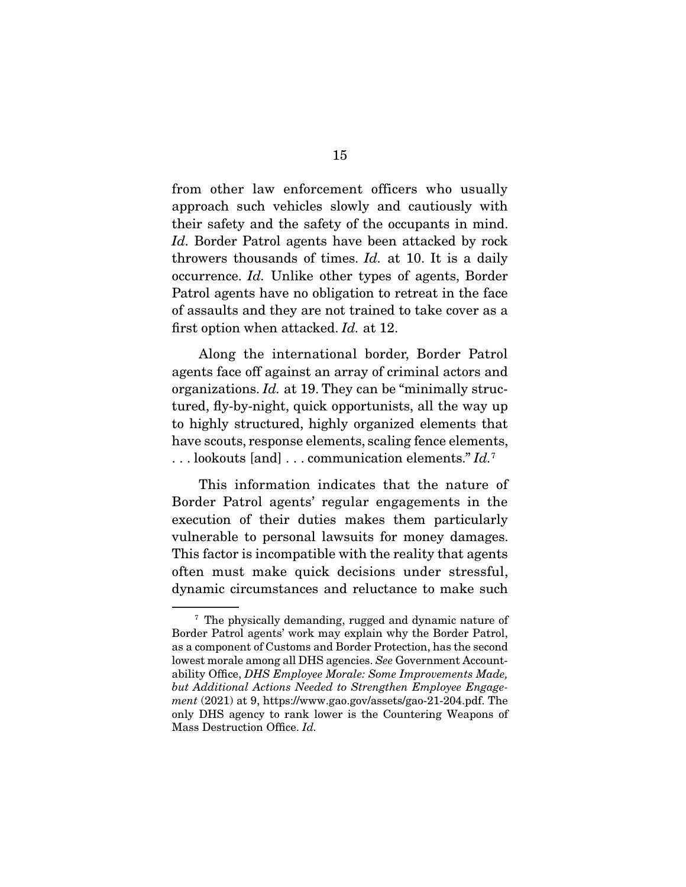from other law enforcement officers who usually approach such vehicles slowly and cautiously with their safety and the safety of the occupants in mind. *Id.* Border Patrol agents have been attacked by rock throwers thousands of times. *Id.* at 10. It is a daily occurrence. *Id.* Unlike other types of agents, Border Patrol agents have no obligation to retreat in the face of assaults and they are not trained to take cover as a first option when attacked. *Id.* at 12.

Along the international border, Border Patrol agents face off against an array of criminal actors and organizations. *Id.* at 19. They can be "minimally structured, fly-by-night, quick opportunists, all the way up to highly structured, highly organized elements that have scouts, response elements, scaling fence elements, . . . lookouts [and] . . . communication elements." *Id.*[7]

This information indicates that the nature of Border Patrol agents' regular engagements in the execution of their duties makes them particularly vulnerable to personal lawsuits for money damages. This factor is incompatible with the reality that agents often must make quick decisions under stressful, dynamic circumstances and reluctance to make such

---

[7] The physically demanding, rugged and dynamic nature of Border Patrol agents' work may explain why the Border Patrol, as a component of Customs and Border Protection, has the second lowest morale among all DHS agencies. *See* Government Accountability Office, ***DHS Employee Morale: Some Improvements Made, but Additional Actions Needed to Strengthen Employee Engagement*** (2021) at 9, https://www.gao.gov/assets/gao-21-204.pdf. The only DHS agency to rank lower is the Countering Weapons of Mass Destruction Office. *Id.*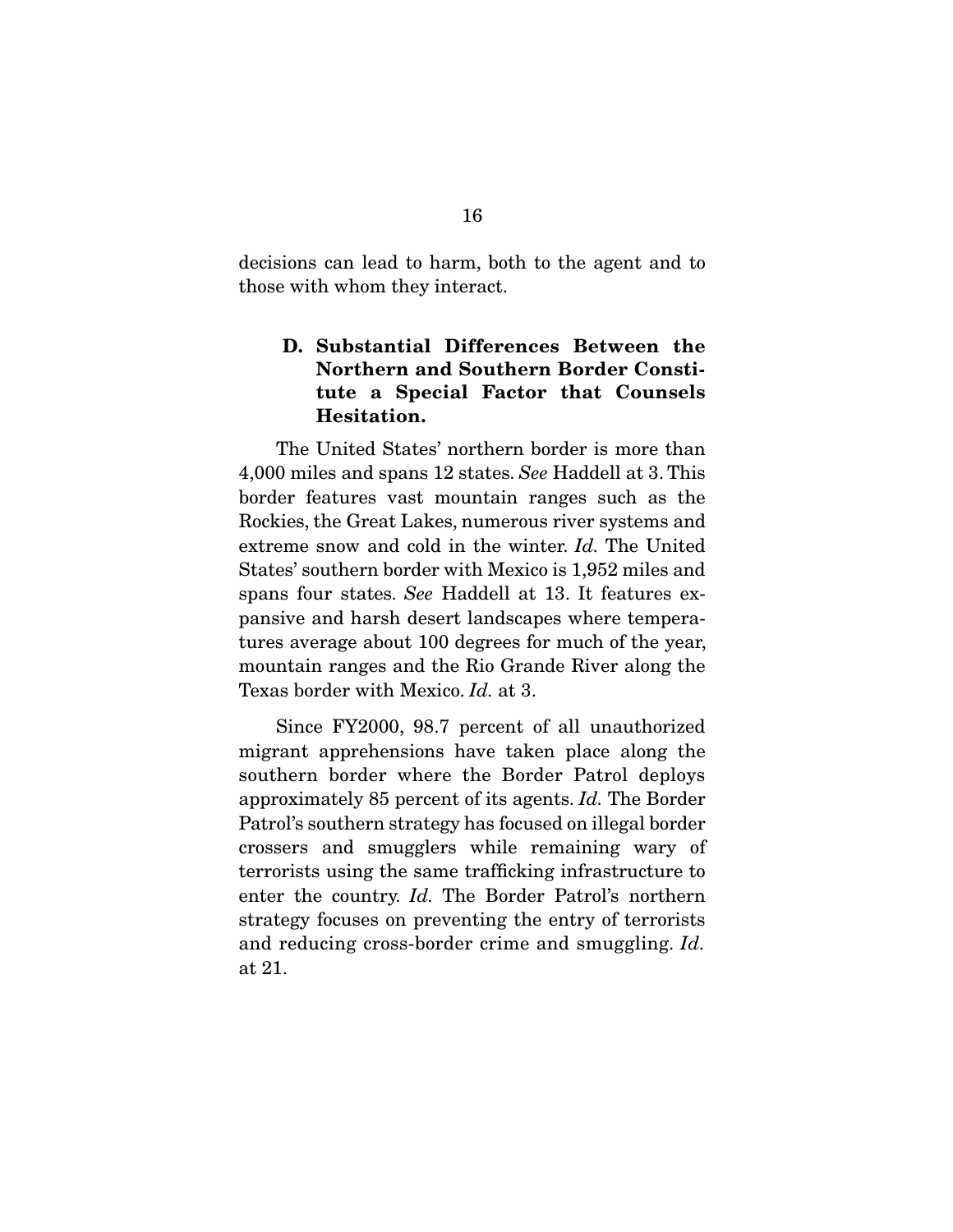decisions can lead to harm, both to the agent and to those with whom they interact.

### D. Substantial Differences Between the Northern and Southern Border Constitute a Special Factor that Counsels Hesitation.

The United States' northern border is more than 4,000 miles and spans 12 states. *See* Haddell at 3. This border features vast mountain ranges such as the Rockies, the Great Lakes, numerous river systems and extreme snow and cold in the winter. *Id.* The United States' southern border with Mexico is 1,952 miles and spans four states. *See* Haddell at 13. It features expansive and harsh desert landscapes where temperatures average about 100 degrees for much of the year, mountain ranges and the Rio Grande River along the Texas border with Mexico. *Id.* at 3.

Since FY2000, 98.7 percent of all unauthorized migrant apprehensions have taken place along the southern border where the Border Patrol deploys approximately 85 percent of its agents. *Id.* The Border Patrol's southern strategy has focused on illegal border crossers and smugglers while remaining wary of terrorists using the same trafficking infrastructure to enter the country. *Id.* The Border Patrol's northern strategy focuses on preventing the entry of terrorists and reducing cross-border crime and smuggling. *Id.* at 21.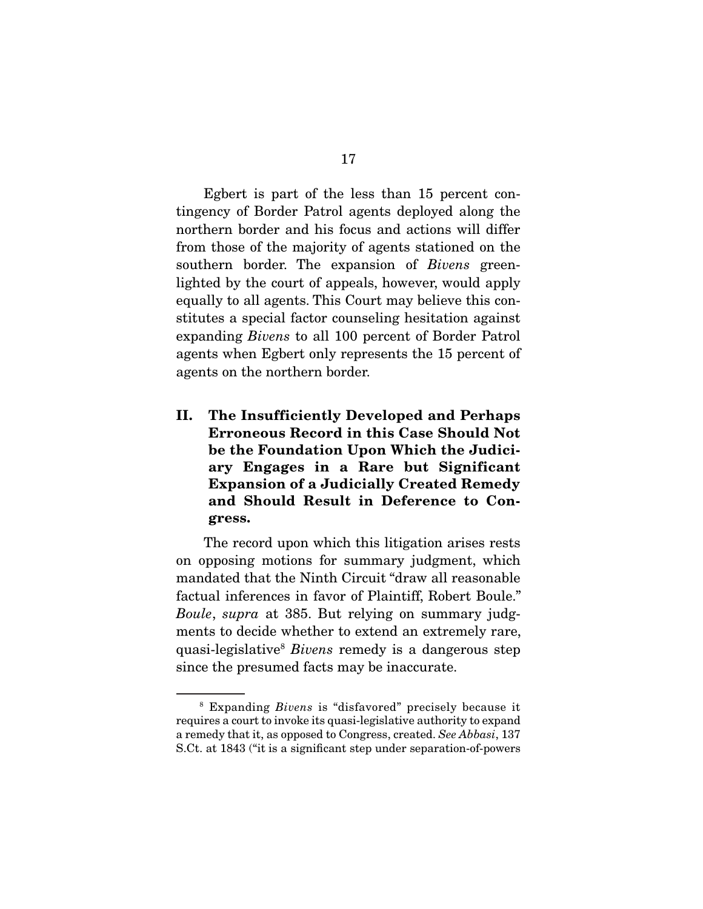Egbert is part of the less than 15 percent contingency of Border Patrol agents deployed along the northern border and his focus and actions will differ from those of the majority of agents stationed on the southern border. The expansion of *Bivens* greenlighted by the court of appeals, however, would apply equally to all agents. This Court may believe this constitutes a special factor counseling hesitation against expanding *Bivens* to all 100 percent of Border Patrol agents when Egbert only represents the 15 percent of agents on the northern border.

## II. The Insufficiently Developed and Perhaps Erroneous Record in this Case Should Not be the Foundation Upon Which the Judiciary Engages in a Rare but Significant Expansion of a Judicially Created Remedy and Should Result in Deference to Congress.

The record upon which this litigation arises rests on opposing motions for summary judgment, which mandated that the Ninth Circuit "draw all reasonable factual inferences in favor of Plaintiff, Robert Boule." *Boule*, *supra* at 385. But relying on summary judgments to decide whether to extend an extremely rare, quasi-legislative[8] *Bivens* remedy is a dangerous step since the presumed facts may be inaccurate.

---

[8] Expanding *Bivens* is "disfavored" precisely because it requires a court to invoke its quasi-legislative authority to expand a remedy that it, as opposed to Congress, created. *See Abbasi*, 137 S.Ct. at 1843 ("it is a significant step under separation-of-powers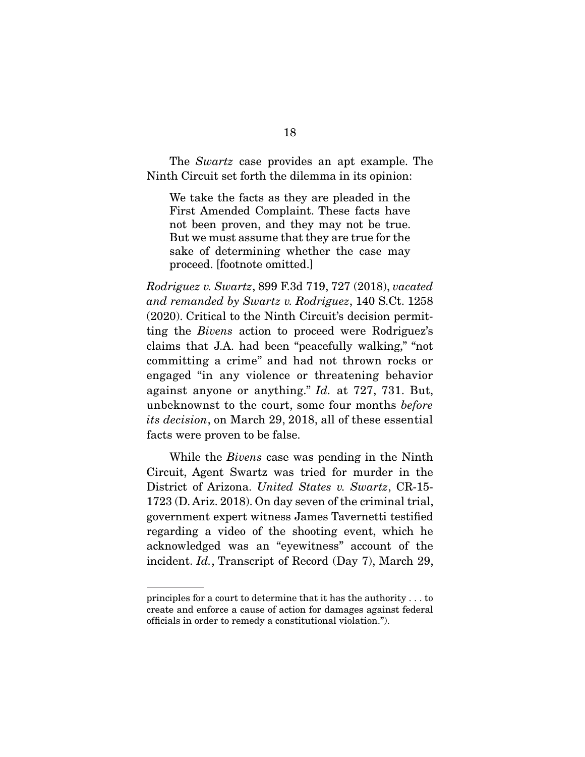The *Swartz* case provides an apt example. The Ninth Circuit set forth the dilemma in its opinion:

> We take the facts as they are pleaded in the First Amended Complaint. These facts have not been proven, and they may not be true. But we must assume that they are true for the sake of determining whether the case may proceed. [footnote omitted.]

*Rodriguez v. Swartz*, 899 F.3d 719, 727 (2018), *vacated and remanded by Swartz v. Rodriguez*, 140 S.Ct. 1258 (2020). Critical to the Ninth Circuit's decision permitting the *Bivens* action to proceed were Rodriguez's claims that J.A. had been "peacefully walking," "not committing a crime" and had not thrown rocks or engaged "in any violence or threatening behavior against anyone or anything." *Id.* at 727, 731. But, unbeknownst to the court, some four months *before its decision*, on March 29, 2018, all of these essential facts were proven to be false.

While the *Bivens* case was pending in the Ninth Circuit, Agent Swartz was tried for murder in the District of Arizona. *United States v. Swartz*, CR-15-1723 (D. Ariz. 2018). On day seven of the criminal trial, government expert witness James Tavernetti testified regarding a video of the shooting event, which he acknowledged was an "eyewitness" account of the incident. *Id.*, Transcript of Record (Day 7), March 29,

---

principles for a court to determine that it has the authority . . . to create and enforce a cause of action for damages against federal officials in order to remedy a constitutional violation.").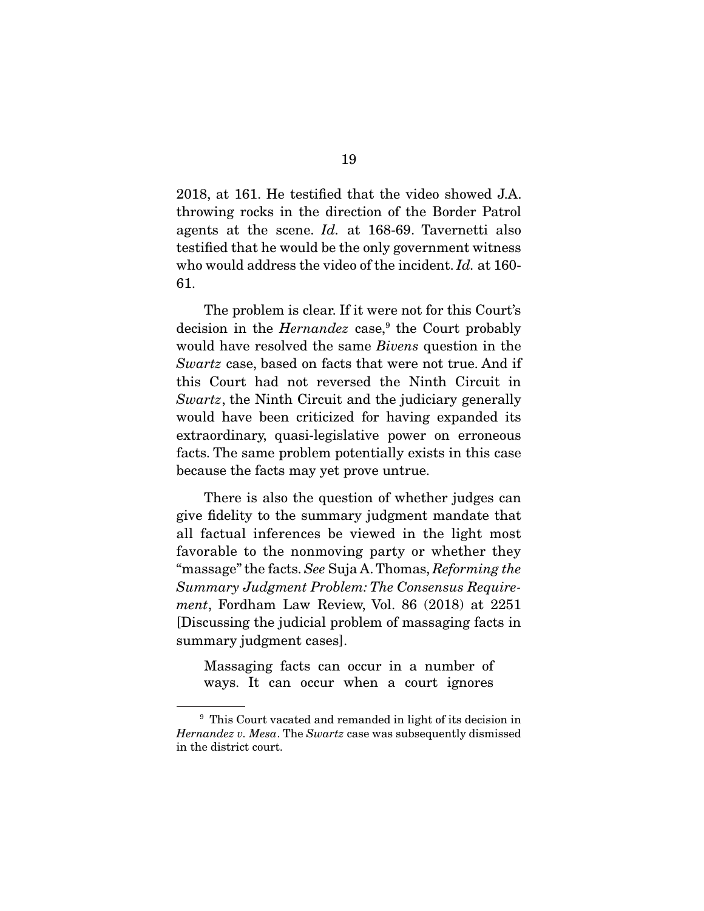2018, at 161. He testified that the video showed J.A. throwing rocks in the direction of the Border Patrol agents at the scene. *Id.* at 168-69. Tavernetti also testified that he would be the only government witness who would address the video of the incident. *Id.* at 160-61.

The problem is clear. If it were not for this Court's decision in the *Hernandez* case,[9] the Court probably would have resolved the same *Bivens* question in the *Swartz* case, based on facts that were not true. And if this Court had not reversed the Ninth Circuit in *Swartz*, the Ninth Circuit and the judiciary generally would have been criticized for having expanded its extraordinary, quasi-legislative power on erroneous facts. The same problem potentially exists in this case because the facts may yet prove untrue.

There is also the question of whether judges can give fidelity to the summary judgment mandate that all factual inferences be viewed in the light most favorable to the nonmoving party or whether they "massage" the facts. *See* Suja A. Thomas, *Reforming the Summary Judgment Problem: The Consensus Requirement*, Fordham Law Review, Vol. 86 (2018) at 2251 [Discussing the judicial problem of massaging facts in summary judgment cases].

> Massaging facts can occur in a number of ways. It can occur when a court ignores

---

[9] This Court vacated and remanded in light of its decision in *Hernandez v. Mesa*. The *Swartz* case was subsequently dismissed in the district court.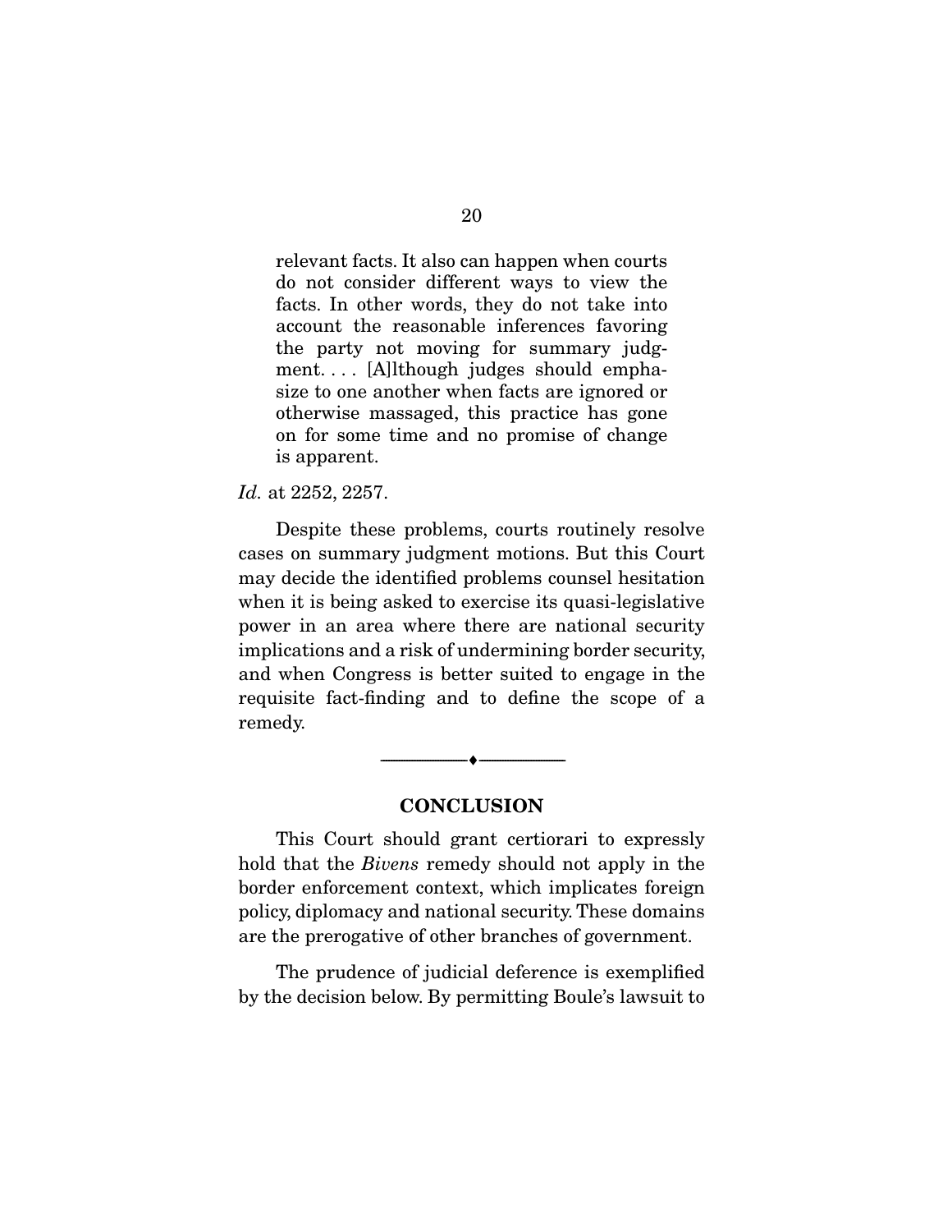> relevant facts. It also can happen when courts do not consider different ways to view the facts. In other words, they do not take into account the reasonable inferences favoring the party not moving for summary judgment. . . . [A]lthough judges should emphasize to one another when facts are ignored or otherwise massaged, this practice has gone on for some time and no promise of change is apparent.

*Id.* at 2252, 2257.

Despite these problems, courts routinely resolve cases on summary judgment motions. But this Court may decide the identified problems counsel hesitation when it is being asked to exercise its quasi-legislative power in an area where there are national security implications and a risk of undermining border security, and when Congress is better suited to engage in the requisite fact-finding and to define the scope of a remedy.

---

## CONCLUSION

This Court should grant certiorari to expressly hold that the *Bivens* remedy should not apply in the border enforcement context, which implicates foreign policy, diplomacy and national security. These domains are the prerogative of other branches of government.

The prudence of judicial deference is exemplified by the decision below. By permitting Boule's lawsuit to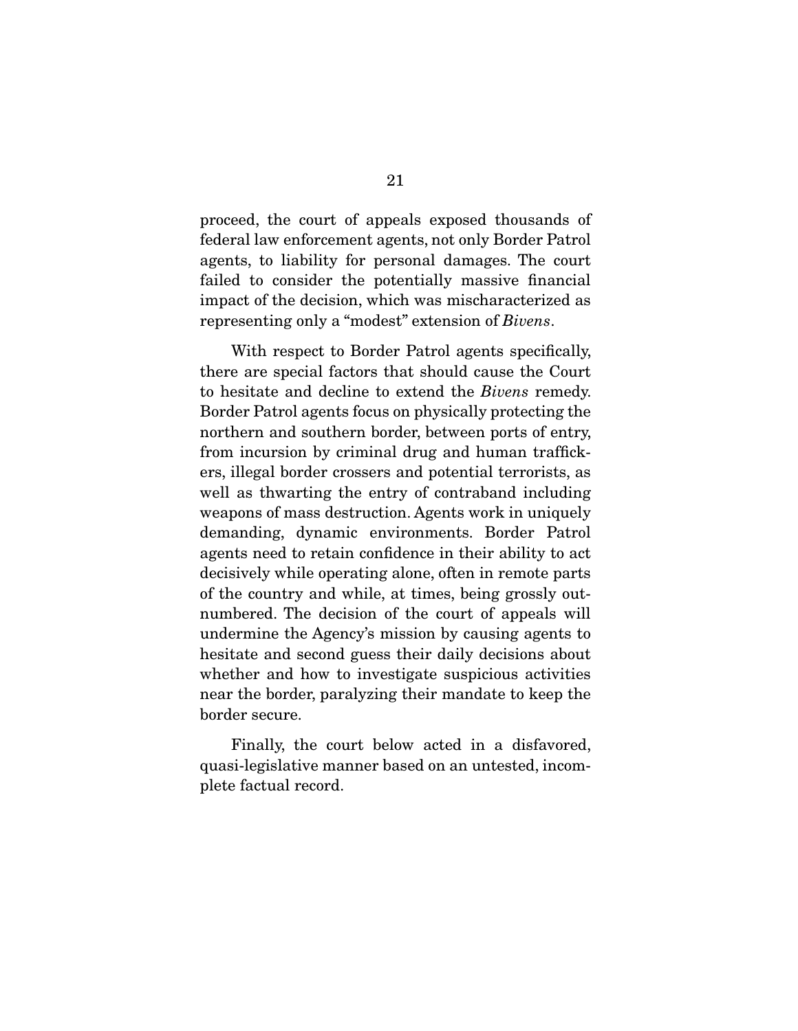proceed, the court of appeals exposed thousands of federal law enforcement agents, not only Border Patrol agents, to liability for personal damages. The court failed to consider the potentially massive financial impact of the decision, which was mischaracterized as representing only a "modest" extension of *Bivens*.

With respect to Border Patrol agents specifically, there are special factors that should cause the Court to hesitate and decline to extend the *Bivens* remedy. Border Patrol agents focus on physically protecting the northern and southern border, between ports of entry, from incursion by criminal drug and human traffickers, illegal border crossers and potential terrorists, as well as thwarting the entry of contraband including weapons of mass destruction. Agents work in uniquely demanding, dynamic environments. Border Patrol agents need to retain confidence in their ability to act decisively while operating alone, often in remote parts of the country and while, at times, being grossly outnumbered. The decision of the court of appeals will undermine the Agency's mission by causing agents to hesitate and second guess their daily decisions about whether and how to investigate suspicious activities near the border, paralyzing their mandate to keep the border secure.

Finally, the court below acted in a disfavored, quasi-legislative manner based on an untested, incomplete factual record.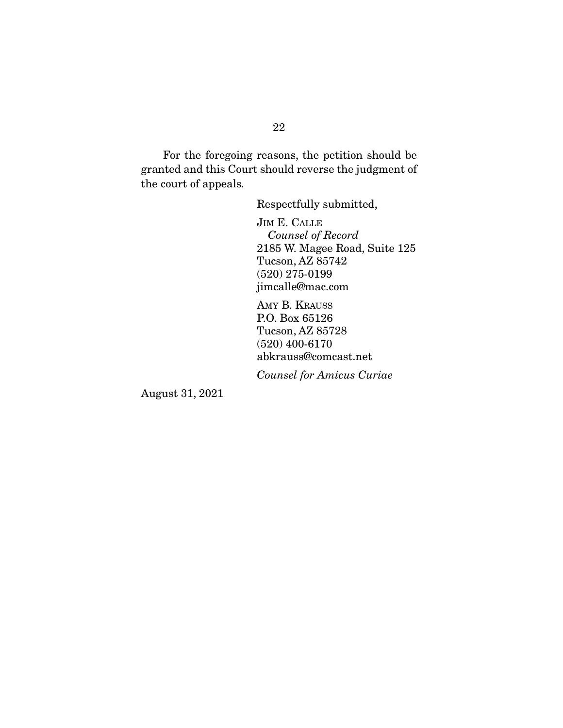For the foregoing reasons, the petition should be granted and this Court should reverse the judgment of the court of appeals.

Respectfully submitted,

JIM E. CALLE  
*Counsel of Record*  
2185 W. Magee Road, Suite 125  
Tucson, AZ 85742  
(520) 275-0199  
jimcalle@mac.com

AMY B. KRAUSS  
P.O. Box 65126  
Tucson, AZ 85728  
(520) 400-6170  
abkrauss@comcast.net

*Counsel for Amicus Curiae*

August 31, 2021